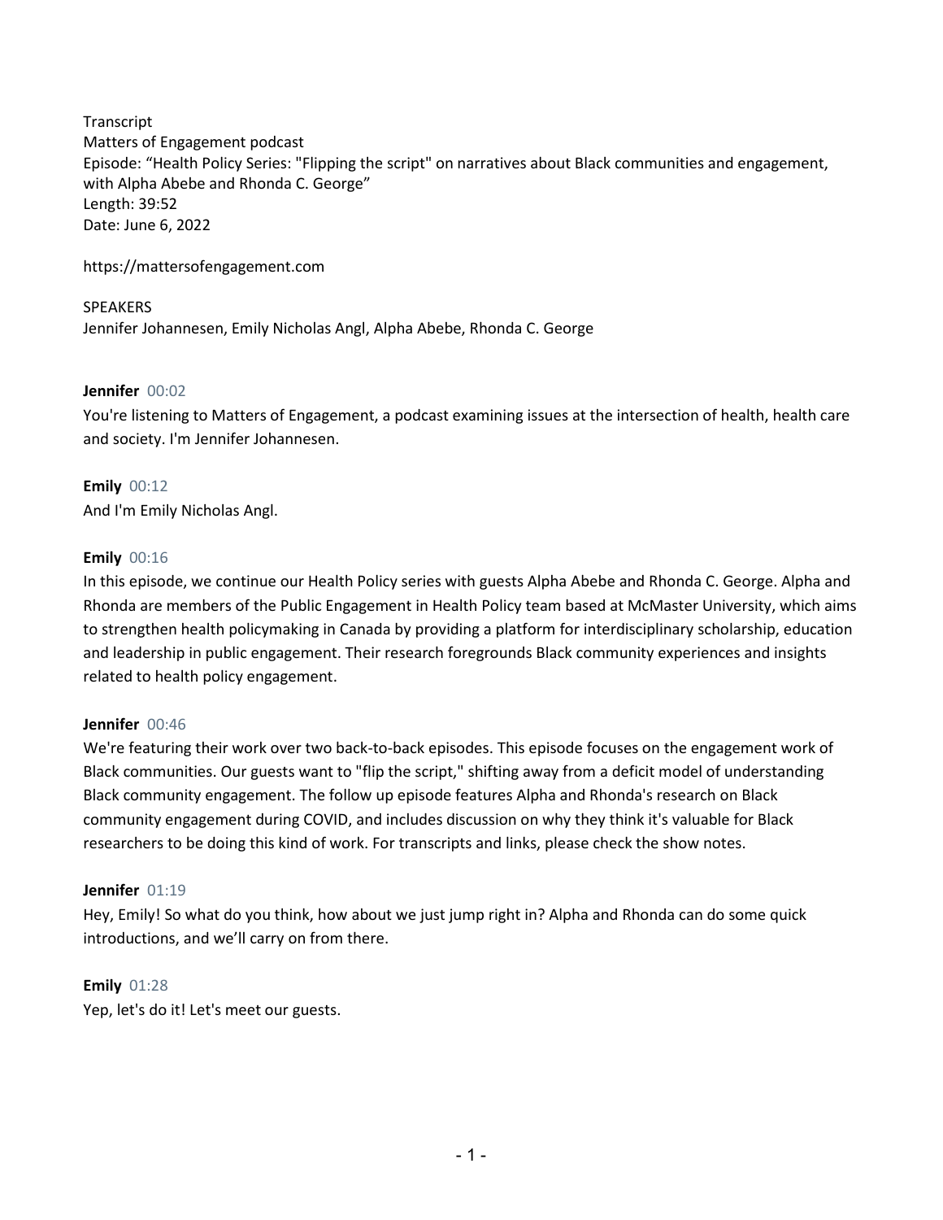Transcript
Matters of Engagement podcast
Episode: "Health Policy Series: "Flipping the script" on narratives about Black communities and engagement, with Alpha Abebe and Rhonda C. George"
Length: 39:52
Date: June 6, 2022

https://mattersofengagement.com

SPEAKERS
Jennifer Johannesen, Emily Nicholas Angl, Alpha Abebe, Rhonda C. George

**Jennifer** 00:02
You're listening to Matters of Engagement, a podcast examining issues at the intersection of health, health care and society. I'm Jennifer Johannesen.

**Emily** 00:12
And I'm Emily Nicholas Angl.

**Emily** 00:16
In this episode, we continue our Health Policy series with guests Alpha Abebe and Rhonda C. George. Alpha and Rhonda are members of the Public Engagement in Health Policy team based at McMaster University, which aims to strengthen health policymaking in Canada by providing a platform for interdisciplinary scholarship, education and leadership in public engagement. Their research foregrounds Black community experiences and insights related to health policy engagement.

**Jennifer** 00:46
We're featuring their work over two back-to-back episodes. This episode focuses on the engagement work of Black communities. Our guests want to "flip the script," shifting away from a deficit model of understanding Black community engagement. The follow up episode features Alpha and Rhonda's research on Black community engagement during COVID, and includes discussion on why they think it's valuable for Black researchers to be doing this kind of work. For transcripts and links, please check the show notes.

**Jennifer** 01:19
Hey, Emily! So what do you think, how about we just jump right in? Alpha and Rhonda can do some quick introductions, and we'll carry on from there.

**Emily** 01:28
Yep, let's do it! Let's meet our guests.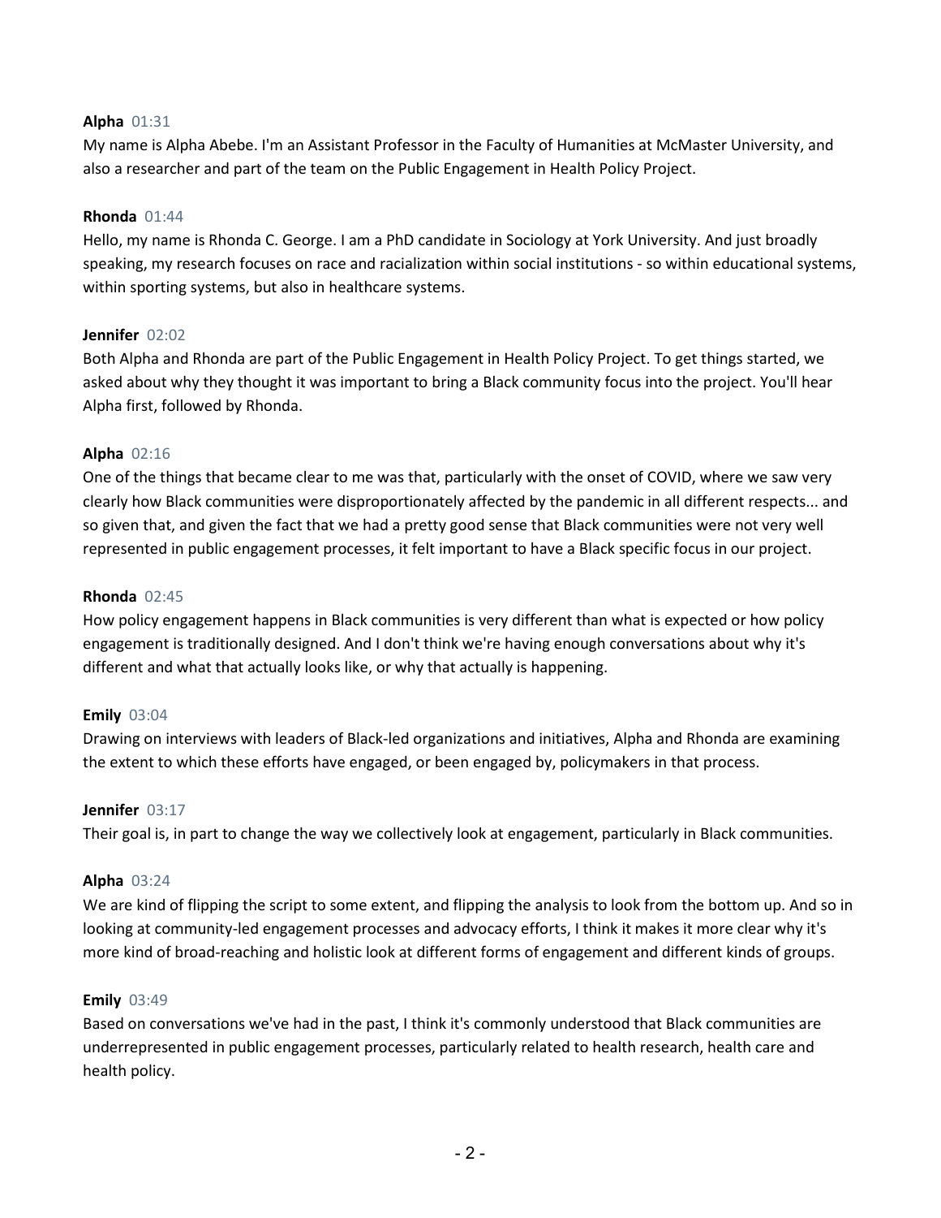**Alpha** 01:31

My name is Alpha Abebe. I'm an Assistant Professor in the Faculty of Humanities at McMaster University, and also a researcher and part of the team on the Public Engagement in Health Policy Project.

**Rhonda** 01:44

Hello, my name is Rhonda C. George. I am a PhD candidate in Sociology at York University. And just broadly speaking, my research focuses on race and racialization within social institutions - so within educational systems, within sporting systems, but also in healthcare systems.

**Jennifer** 02:02

Both Alpha and Rhonda are part of the Public Engagement in Health Policy Project. To get things started, we asked about why they thought it was important to bring a Black community focus into the project. You'll hear Alpha first, followed by Rhonda.

**Alpha** 02:16

One of the things that became clear to me was that, particularly with the onset of COVID, where we saw very clearly how Black communities were disproportionately affected by the pandemic in all different respects... and so given that, and given the fact that we had a pretty good sense that Black communities were not very well represented in public engagement processes, it felt important to have a Black specific focus in our project.

**Rhonda** 02:45

How policy engagement happens in Black communities is very different than what is expected or how policy engagement is traditionally designed. And I don't think we're having enough conversations about why it's different and what that actually looks like, or why that actually is happening.

**Emily** 03:04

Drawing on interviews with leaders of Black-led organizations and initiatives, Alpha and Rhonda are examining the extent to which these efforts have engaged, or been engaged by, policymakers in that process.

**Jennifer** 03:17

Their goal is, in part to change the way we collectively look at engagement, particularly in Black communities.

**Alpha** 03:24

We are kind of flipping the script to some extent, and flipping the analysis to look from the bottom up. And so in looking at community-led engagement processes and advocacy efforts, I think it makes it more clear why it's more kind of broad-reaching and holistic look at different forms of engagement and different kinds of groups.

**Emily** 03:49

Based on conversations we've had in the past, I think it's commonly understood that Black communities are underrepresented in public engagement processes, particularly related to health research, health care and health policy.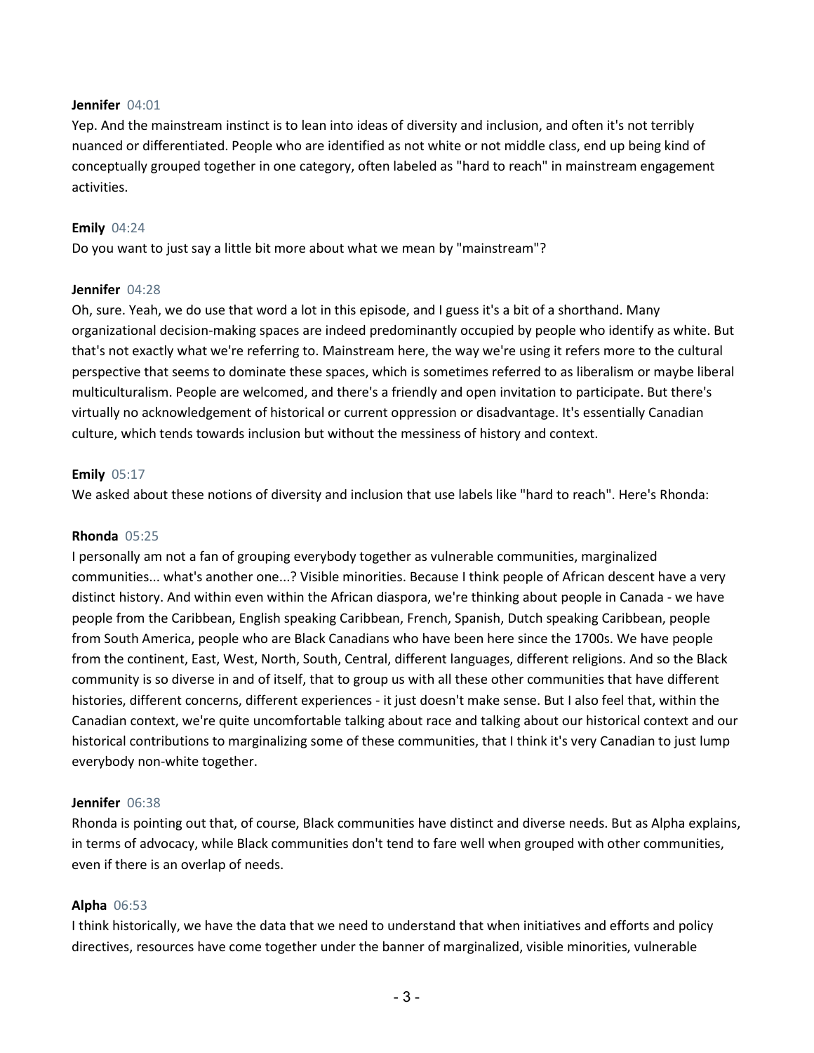**Jennifer** 04:01

Yep. And the mainstream instinct is to lean into ideas of diversity and inclusion, and often it's not terribly nuanced or differentiated. People who are identified as not white or not middle class, end up being kind of conceptually grouped together in one category, often labeled as "hard to reach" in mainstream engagement activities.

**Emily** 04:24

Do you want to just say a little bit more about what we mean by "mainstream"?

**Jennifer** 04:28

Oh, sure. Yeah, we do use that word a lot in this episode, and I guess it's a bit of a shorthand. Many organizational decision-making spaces are indeed predominantly occupied by people who identify as white. But that's not exactly what we're referring to. Mainstream here, the way we're using it refers more to the cultural perspective that seems to dominate these spaces, which is sometimes referred to as liberalism or maybe liberal multiculturalism. People are welcomed, and there's a friendly and open invitation to participate. But there's virtually no acknowledgement of historical or current oppression or disadvantage. It's essentially Canadian culture, which tends towards inclusion but without the messiness of history and context.

**Emily** 05:17

We asked about these notions of diversity and inclusion that use labels like "hard to reach". Here's Rhonda:

**Rhonda** 05:25

I personally am not a fan of grouping everybody together as vulnerable communities, marginalized communities... what's another one...? Visible minorities. Because I think people of African descent have a very distinct history. And within even within the African diaspora, we're thinking about people in Canada - we have people from the Caribbean, English speaking Caribbean, French, Spanish, Dutch speaking Caribbean, people from South America, people who are Black Canadians who have been here since the 1700s. We have people from the continent, East, West, North, South, Central, different languages, different religions. And so the Black community is so diverse in and of itself, that to group us with all these other communities that have different histories, different concerns, different experiences - it just doesn't make sense. But I also feel that, within the Canadian context, we're quite uncomfortable talking about race and talking about our historical context and our historical contributions to marginalizing some of these communities, that I think it's very Canadian to just lump everybody non-white together.

**Jennifer** 06:38

Rhonda is pointing out that, of course, Black communities have distinct and diverse needs. But as Alpha explains, in terms of advocacy, while Black communities don't tend to fare well when grouped with other communities, even if there is an overlap of needs.

**Alpha** 06:53

I think historically, we have the data that we need to understand that when initiatives and efforts and policy directives, resources have come together under the banner of marginalized, visible minorities, vulnerable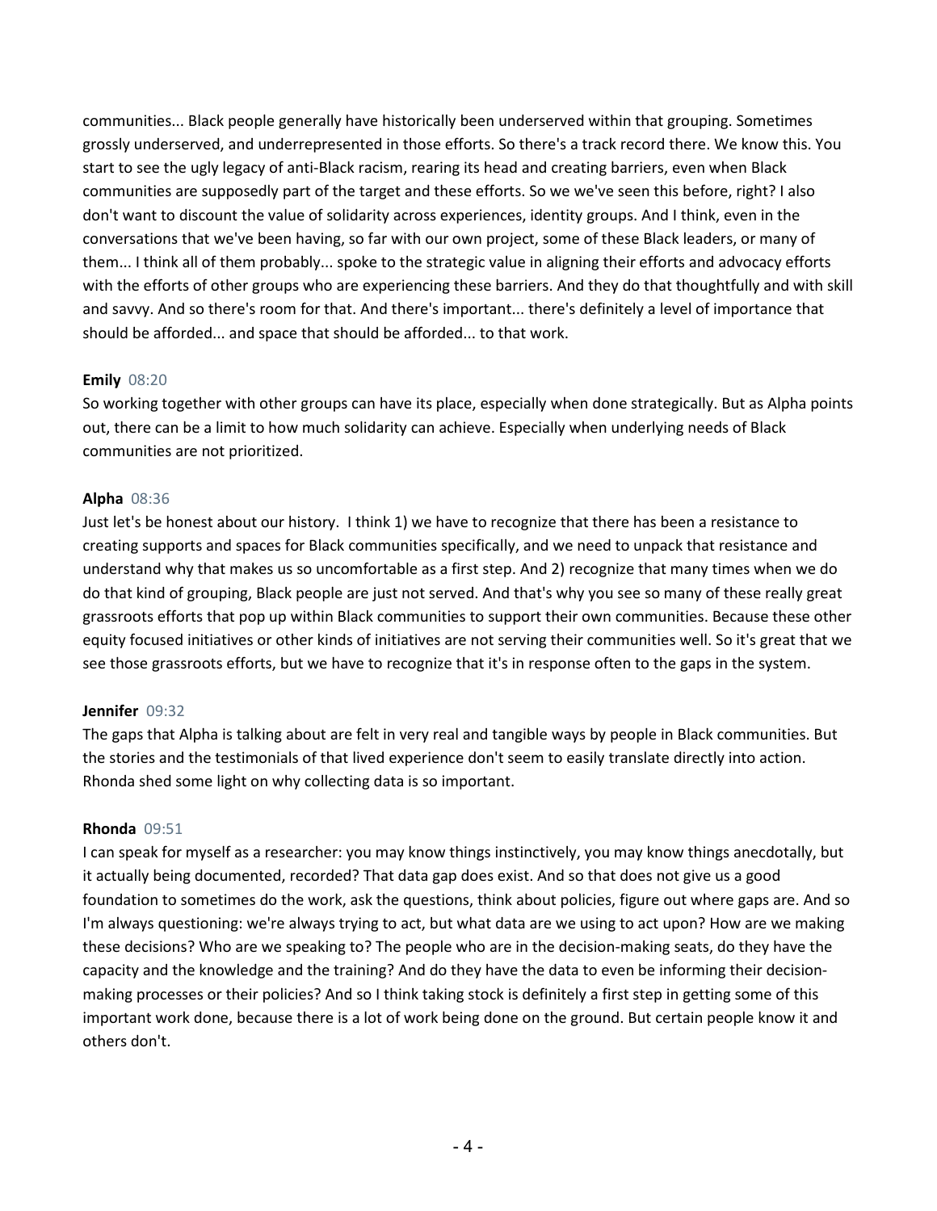communities... Black people generally have historically been underserved within that grouping. Sometimes grossly underserved, and underrepresented in those efforts. So there's a track record there. We know this. You start to see the ugly legacy of anti-Black racism, rearing its head and creating barriers, even when Black communities are supposedly part of the target and these efforts. So we we've seen this before, right? I also don't want to discount the value of solidarity across experiences, identity groups. And I think, even in the conversations that we've been having, so far with our own project, some of these Black leaders, or many of them... I think all of them probably... spoke to the strategic value in aligning their efforts and advocacy efforts with the efforts of other groups who are experiencing these barriers. And they do that thoughtfully and with skill and savvy. And so there's room for that. And there's important... there's definitely a level of importance that should be afforded... and space that should be afforded... to that work.

**Emily** 08:20

So working together with other groups can have its place, especially when done strategically. But as Alpha points out, there can be a limit to how much solidarity can achieve. Especially when underlying needs of Black communities are not prioritized.

**Alpha** 08:36

Just let's be honest about our history. I think 1) we have to recognize that there has been a resistance to creating supports and spaces for Black communities specifically, and we need to unpack that resistance and understand why that makes us so uncomfortable as a first step. And 2) recognize that many times when we do do that kind of grouping, Black people are just not served. And that's why you see so many of these really great grassroots efforts that pop up within Black communities to support their own communities. Because these other equity focused initiatives or other kinds of initiatives are not serving their communities well. So it's great that we see those grassroots efforts, but we have to recognize that it's in response often to the gaps in the system.

**Jennifer** 09:32

The gaps that Alpha is talking about are felt in very real and tangible ways by people in Black communities. But the stories and the testimonials of that lived experience don't seem to easily translate directly into action. Rhonda shed some light on why collecting data is so important.

**Rhonda** 09:51

I can speak for myself as a researcher: you may know things instinctively, you may know things anecdotally, but it actually being documented, recorded? That data gap does exist. And so that does not give us a good foundation to sometimes do the work, ask the questions, think about policies, figure out where gaps are. And so I'm always questioning: we're always trying to act, but what data are we using to act upon? How are we making these decisions? Who are we speaking to? The people who are in the decision-making seats, do they have the capacity and the knowledge and the training? And do they have the data to even be informing their decision-making processes or their policies? And so I think taking stock is definitely a first step in getting some of this important work done, because there is a lot of work being done on the ground. But certain people know it and others don't.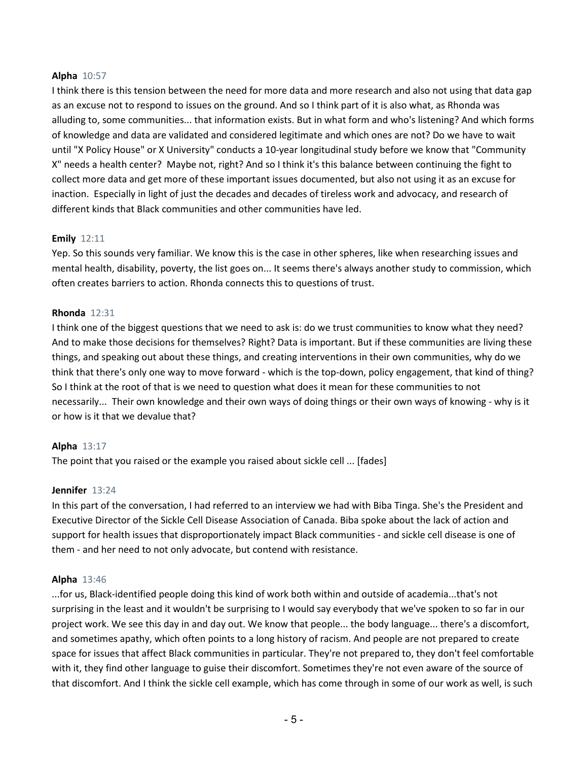**Alpha** 10:57

I think there is this tension between the need for more data and more research and also not using that data gap as an excuse not to respond to issues on the ground. And so I think part of it is also what, as Rhonda was alluding to, some communities... that information exists. But in what form and who's listening? And which forms of knowledge and data are validated and considered legitimate and which ones are not? Do we have to wait until "X Policy House" or X University" conducts a 10-year longitudinal study before we know that "Community X" needs a health center? Maybe not, right? And so I think it's this balance between continuing the fight to collect more data and get more of these important issues documented, but also not using it as an excuse for inaction. Especially in light of just the decades and decades of tireless work and advocacy, and research of different kinds that Black communities and other communities have led.

**Emily** 12:11

Yep. So this sounds very familiar. We know this is the case in other spheres, like when researching issues and mental health, disability, poverty, the list goes on... It seems there's always another study to commission, which often creates barriers to action. Rhonda connects this to questions of trust.

**Rhonda** 12:31

I think one of the biggest questions that we need to ask is: do we trust communities to know what they need? And to make those decisions for themselves? Right? Data is important. But if these communities are living these things, and speaking out about these things, and creating interventions in their own communities, why do we think that there's only one way to move forward - which is the top-down, policy engagement, that kind of thing? So I think at the root of that is we need to question what does it mean for these communities to not necessarily... Their own knowledge and their own ways of doing things or their own ways of knowing - why is it or how is it that we devalue that?

**Alpha** 13:17

The point that you raised or the example you raised about sickle cell ... [fades]

**Jennifer** 13:24

In this part of the conversation, I had referred to an interview we had with Biba Tinga. She's the President and Executive Director of the Sickle Cell Disease Association of Canada. Biba spoke about the lack of action and support for health issues that disproportionately impact Black communities - and sickle cell disease is one of them - and her need to not only advocate, but contend with resistance.

**Alpha** 13:46

...for us, Black-identified people doing this kind of work both within and outside of academia...that's not surprising in the least and it wouldn't be surprising to I would say everybody that we've spoken to so far in our project work. We see this day in and day out. We know that people... the body language... there's a discomfort, and sometimes apathy, which often points to a long history of racism. And people are not prepared to create space for issues that affect Black communities in particular. They're not prepared to, they don't feel comfortable with it, they find other language to guise their discomfort. Sometimes they're not even aware of the source of that discomfort. And I think the sickle cell example, which has come through in some of our work as well, is such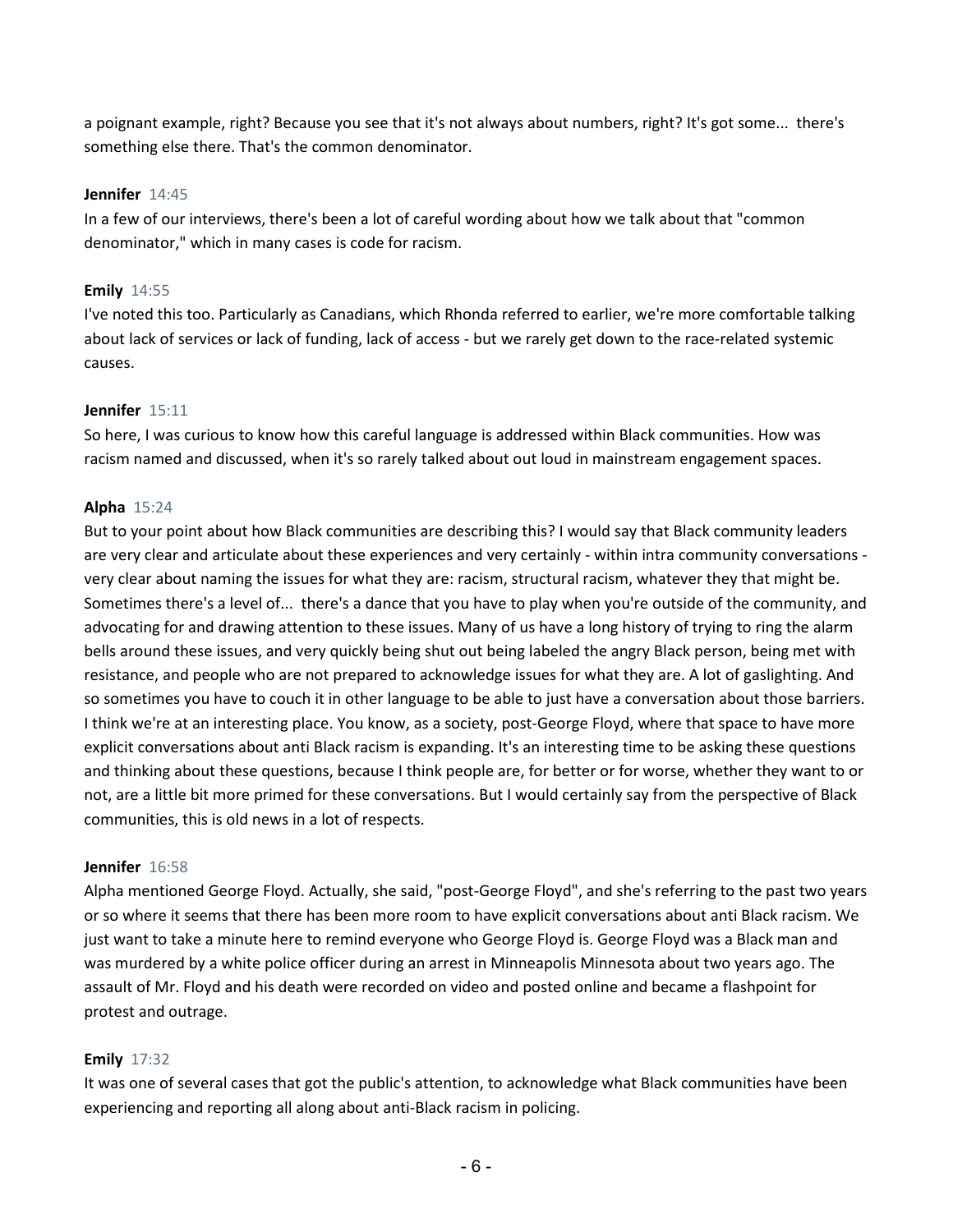a poignant example, right? Because you see that it's not always about numbers, right? It's got some... there's something else there. That's the common denominator.

**Jennifer** 14:45
In a few of our interviews, there's been a lot of careful wording about how we talk about that "common denominator," which in many cases is code for racism.

**Emily** 14:55
I've noted this too. Particularly as Canadians, which Rhonda referred to earlier, we're more comfortable talking about lack of services or lack of funding, lack of access - but we rarely get down to the race-related systemic causes.

**Jennifer** 15:11
So here, I was curious to know how this careful language is addressed within Black communities. How was racism named and discussed, when it's so rarely talked about out loud in mainstream engagement spaces.

**Alpha** 15:24
But to your point about how Black communities are describing this? I would say that Black community leaders are very clear and articulate about these experiences and very certainly - within intra community conversations - very clear about naming the issues for what they are: racism, structural racism, whatever they that might be. Sometimes there's a level of... there's a dance that you have to play when you're outside of the community, and advocating for and drawing attention to these issues. Many of us have a long history of trying to ring the alarm bells around these issues, and very quickly being shut out being labeled the angry Black person, being met with resistance, and people who are not prepared to acknowledge issues for what they are. A lot of gaslighting. And so sometimes you have to couch it in other language to be able to just have a conversation about those barriers. I think we're at an interesting place. You know, as a society, post-George Floyd, where that space to have more explicit conversations about anti Black racism is expanding. It's an interesting time to be asking these questions and thinking about these questions, because I think people are, for better or for worse, whether they want to or not, are a little bit more primed for these conversations. But I would certainly say from the perspective of Black communities, this is old news in a lot of respects.

**Jennifer** 16:58
Alpha mentioned George Floyd. Actually, she said, "post-George Floyd", and she's referring to the past two years or so where it seems that there has been more room to have explicit conversations about anti Black racism. We just want to take a minute here to remind everyone who George Floyd is. George Floyd was a Black man and was murdered by a white police officer during an arrest in Minneapolis Minnesota about two years ago. The assault of Mr. Floyd and his death were recorded on video and posted online and became a flashpoint for protest and outrage.

**Emily** 17:32
It was one of several cases that got the public's attention, to acknowledge what Black communities have been experiencing and reporting all along about anti-Black racism in policing.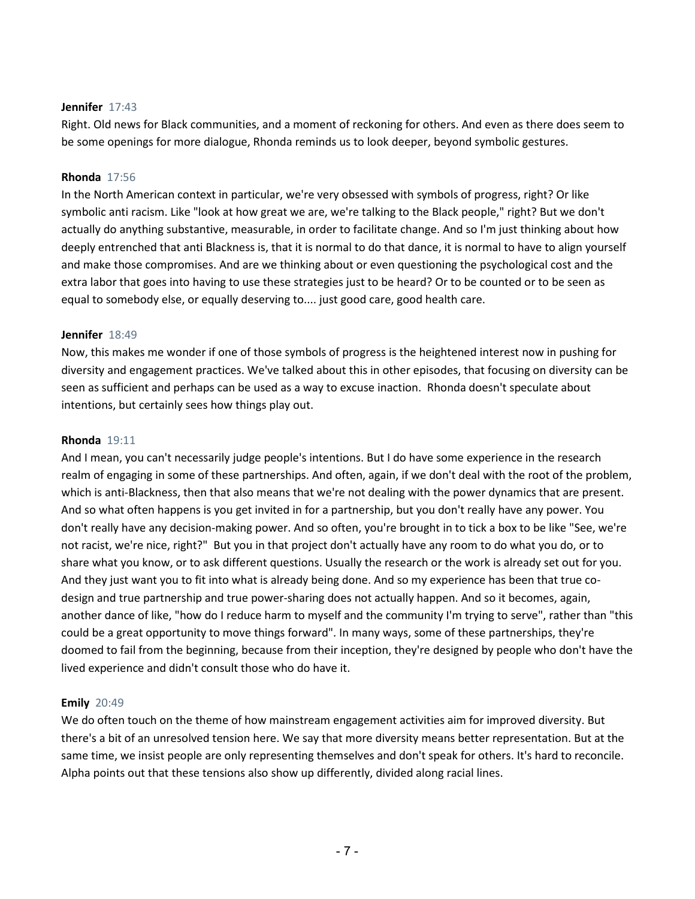**Jennifer** 17:43

Right. Old news for Black communities, and a moment of reckoning for others. And even as there does seem to be some openings for more dialogue, Rhonda reminds us to look deeper, beyond symbolic gestures.

**Rhonda** 17:56

In the North American context in particular, we're very obsessed with symbols of progress, right? Or like symbolic anti racism. Like "look at how great we are, we're talking to the Black people," right? But we don't actually do anything substantive, measurable, in order to facilitate change. And so I'm just thinking about how deeply entrenched that anti Blackness is, that it is normal to do that dance, it is normal to have to align yourself and make those compromises. And are we thinking about or even questioning the psychological cost and the extra labor that goes into having to use these strategies just to be heard? Or to be counted or to be seen as equal to somebody else, or equally deserving to.... just good care, good health care.

**Jennifer** 18:49

Now, this makes me wonder if one of those symbols of progress is the heightened interest now in pushing for diversity and engagement practices. We've talked about this in other episodes, that focusing on diversity can be seen as sufficient and perhaps can be used as a way to excuse inaction. Rhonda doesn't speculate about intentions, but certainly sees how things play out.

**Rhonda** 19:11

And I mean, you can't necessarily judge people's intentions. But I do have some experience in the research realm of engaging in some of these partnerships. And often, again, if we don't deal with the root of the problem, which is anti-Blackness, then that also means that we're not dealing with the power dynamics that are present. And so what often happens is you get invited in for a partnership, but you don't really have any power. You don't really have any decision-making power. And so often, you're brought in to tick a box to be like "See, we're not racist, we're nice, right?" But you in that project don't actually have any room to do what you do, or to share what you know, or to ask different questions. Usually the research or the work is already set out for you. And they just want you to fit into what is already being done. And so my experience has been that true co-design and true partnership and true power-sharing does not actually happen. And so it becomes, again, another dance of like, "how do I reduce harm to myself and the community I'm trying to serve", rather than "this could be a great opportunity to move things forward". In many ways, some of these partnerships, they're doomed to fail from the beginning, because from their inception, they're designed by people who don't have the lived experience and didn't consult those who do have it.

**Emily** 20:49

We do often touch on the theme of how mainstream engagement activities aim for improved diversity. But there's a bit of an unresolved tension here. We say that more diversity means better representation. But at the same time, we insist people are only representing themselves and don't speak for others. It's hard to reconcile. Alpha points out that these tensions also show up differently, divided along racial lines.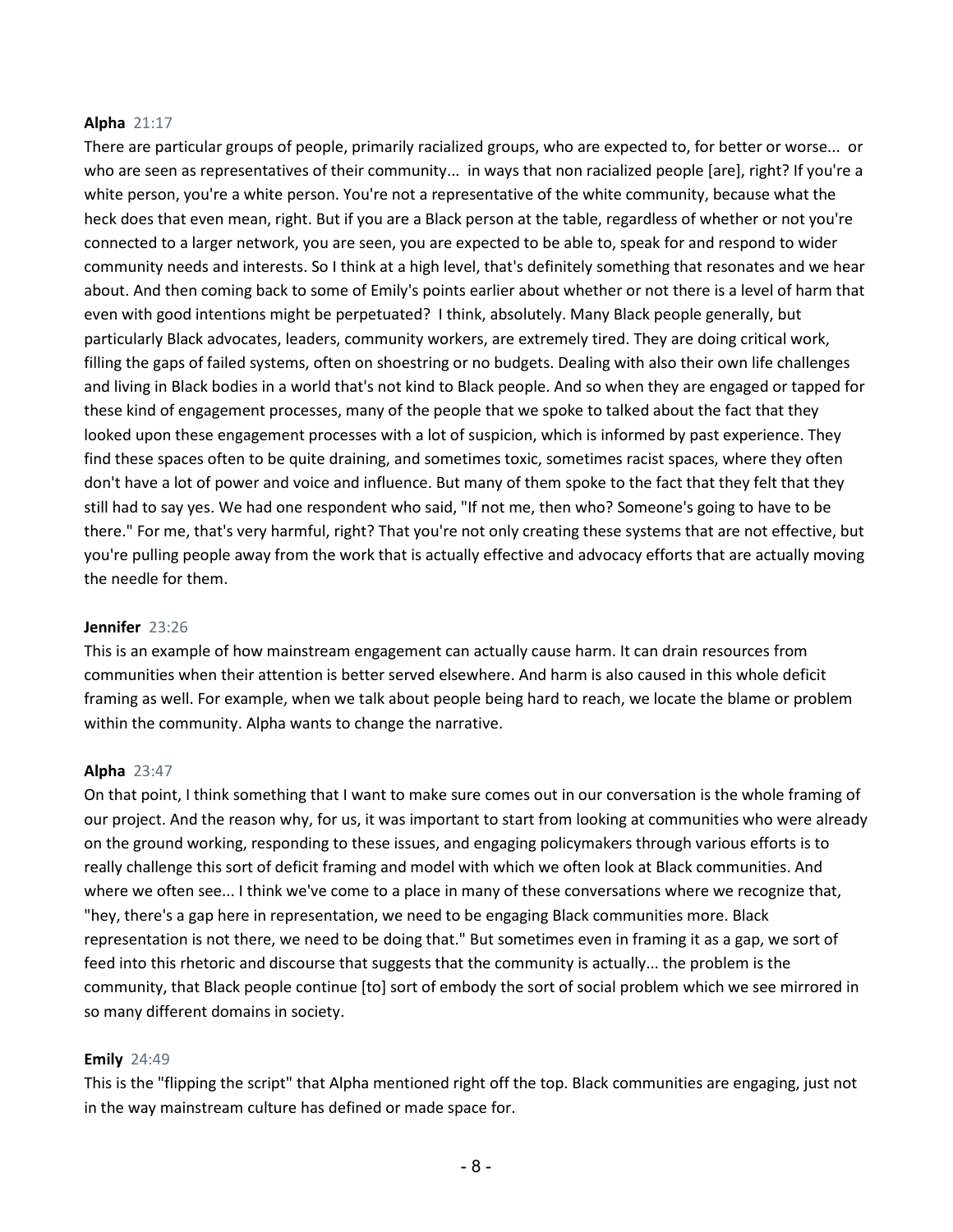**Alpha** 21:17

There are particular groups of people, primarily racialized groups, who are expected to, for better or worse... or who are seen as representatives of their community... in ways that non racialized people [are], right? If you're a white person, you're a white person. You're not a representative of the white community, because what the heck does that even mean, right. But if you are a Black person at the table, regardless of whether or not you're connected to a larger network, you are seen, you are expected to be able to, speak for and respond to wider community needs and interests. So I think at a high level, that's definitely something that resonates and we hear about. And then coming back to some of Emily's points earlier about whether or not there is a level of harm that even with good intentions might be perpetuated? I think, absolutely. Many Black people generally, but particularly Black advocates, leaders, community workers, are extremely tired. They are doing critical work, filling the gaps of failed systems, often on shoestring or no budgets. Dealing with also their own life challenges and living in Black bodies in a world that's not kind to Black people. And so when they are engaged or tapped for these kind of engagement processes, many of the people that we spoke to talked about the fact that they looked upon these engagement processes with a lot of suspicion, which is informed by past experience. They find these spaces often to be quite draining, and sometimes toxic, sometimes racist spaces, where they often don't have a lot of power and voice and influence. But many of them spoke to the fact that they felt that they still had to say yes. We had one respondent who said, "If not me, then who? Someone's going to have to be there." For me, that's very harmful, right? That you're not only creating these systems that are not effective, but you're pulling people away from the work that is actually effective and advocacy efforts that are actually moving the needle for them.

**Jennifer** 23:26

This is an example of how mainstream engagement can actually cause harm. It can drain resources from communities when their attention is better served elsewhere. And harm is also caused in this whole deficit framing as well. For example, when we talk about people being hard to reach, we locate the blame or problem within the community. Alpha wants to change the narrative.

**Alpha** 23:47

On that point, I think something that I want to make sure comes out in our conversation is the whole framing of our project. And the reason why, for us, it was important to start from looking at communities who were already on the ground working, responding to these issues, and engaging policymakers through various efforts is to really challenge this sort of deficit framing and model with which we often look at Black communities. And where we often see... I think we've come to a place in many of these conversations where we recognize that, "hey, there's a gap here in representation, we need to be engaging Black communities more. Black representation is not there, we need to be doing that." But sometimes even in framing it as a gap, we sort of feed into this rhetoric and discourse that suggests that the community is actually... the problem is the community, that Black people continue [to] sort of embody the sort of social problem which we see mirrored in so many different domains in society.

**Emily** 24:49

This is the "flipping the script" that Alpha mentioned right off the top. Black communities are engaging, just not in the way mainstream culture has defined or made space for.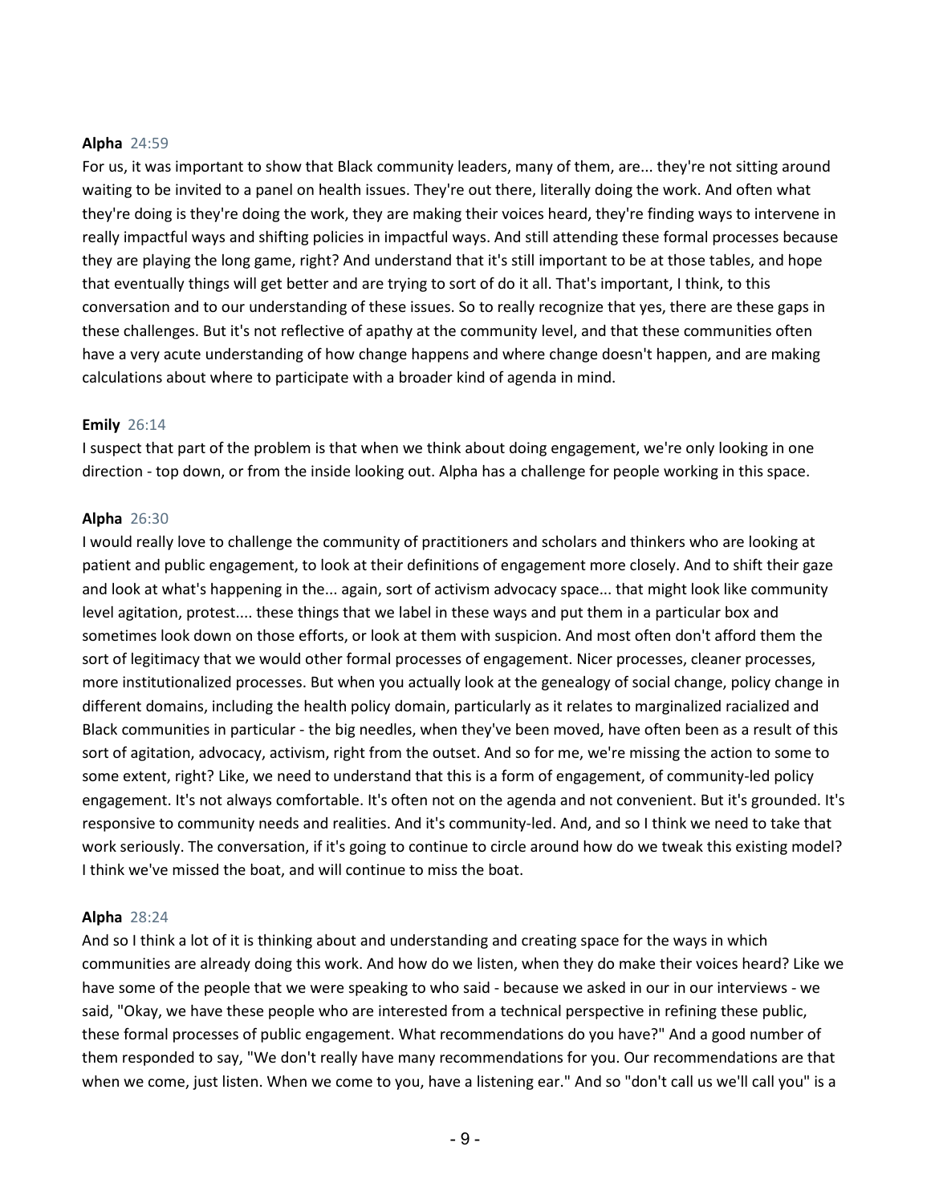**Alpha** 24:59

For us, it was important to show that Black community leaders, many of them, are... they're not sitting around waiting to be invited to a panel on health issues. They're out there, literally doing the work. And often what they're doing is they're doing the work, they are making their voices heard, they're finding ways to intervene in really impactful ways and shifting policies in impactful ways. And still attending these formal processes because they are playing the long game, right? And understand that it's still important to be at those tables, and hope that eventually things will get better and are trying to sort of do it all. That's important, I think, to this conversation and to our understanding of these issues. So to really recognize that yes, there are these gaps in these challenges. But it's not reflective of apathy at the community level, and that these communities often have a very acute understanding of how change happens and where change doesn't happen, and are making calculations about where to participate with a broader kind of agenda in mind.

**Emily** 26:14

I suspect that part of the problem is that when we think about doing engagement, we're only looking in one direction - top down, or from the inside looking out. Alpha has a challenge for people working in this space.

**Alpha** 26:30

I would really love to challenge the community of practitioners and scholars and thinkers who are looking at patient and public engagement, to look at their definitions of engagement more closely. And to shift their gaze and look at what's happening in the... again, sort of activism advocacy space... that might look like community level agitation, protest.... these things that we label in these ways and put them in a particular box and sometimes look down on those efforts, or look at them with suspicion. And most often don't afford them the sort of legitimacy that we would other formal processes of engagement. Nicer processes, cleaner processes, more institutionalized processes. But when you actually look at the genealogy of social change, policy change in different domains, including the health policy domain, particularly as it relates to marginalized racialized and Black communities in particular - the big needles, when they've been moved, have often been as a result of this sort of agitation, advocacy, activism, right from the outset. And so for me, we're missing the action to some to some extent, right? Like, we need to understand that this is a form of engagement, of community-led policy engagement. It's not always comfortable. It's often not on the agenda and not convenient. But it's grounded. It's responsive to community needs and realities. And it's community-led. And, and so I think we need to take that work seriously. The conversation, if it's going to continue to circle around how do we tweak this existing model? I think we've missed the boat, and will continue to miss the boat.

**Alpha** 28:24

And so I think a lot of it is thinking about and understanding and creating space for the ways in which communities are already doing this work. And how do we listen, when they do make their voices heard? Like we have some of the people that we were speaking to who said - because we asked in our in our interviews - we said, "Okay, we have these people who are interested from a technical perspective in refining these public, these formal processes of public engagement. What recommendations do you have?" And a good number of them responded to say, "We don't really have many recommendations for you. Our recommendations are that when we come, just listen. When we come to you, have a listening ear." And so "don't call us we'll call you" is a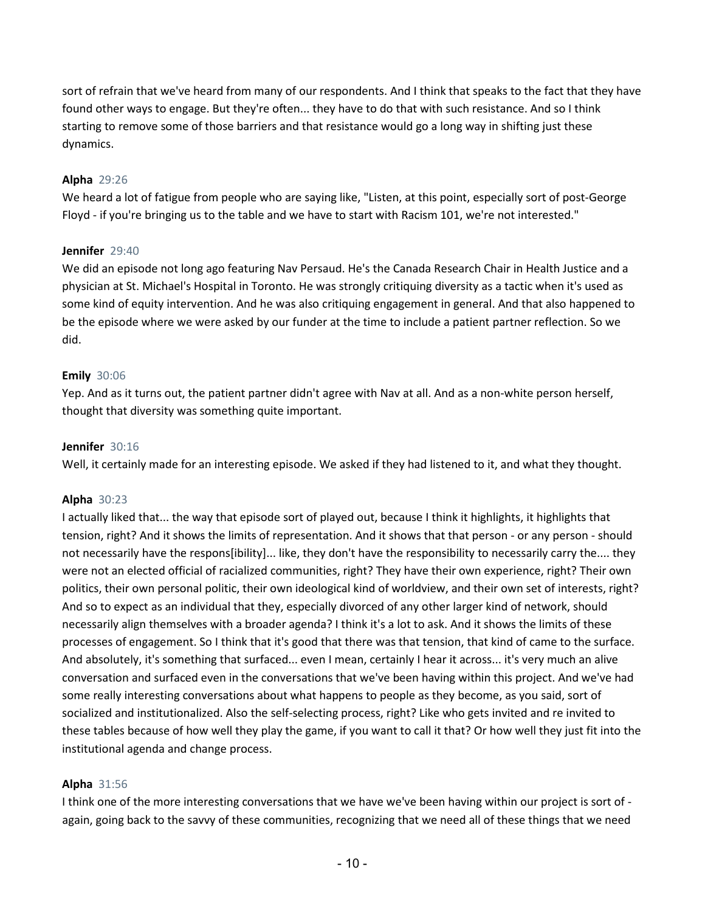sort of refrain that we've heard from many of our respondents. And I think that speaks to the fact that they have found other ways to engage. But they're often... they have to do that with such resistance. And so I think starting to remove some of those barriers and that resistance would go a long way in shifting just these dynamics.

**Alpha** 29:26
We heard a lot of fatigue from people who are saying like, "Listen, at this point, especially sort of post-George Floyd - if you're bringing us to the table and we have to start with Racism 101, we're not interested."

**Jennifer** 29:40
We did an episode not long ago featuring Nav Persaud. He's the Canada Research Chair in Health Justice and a physician at St. Michael's Hospital in Toronto. He was strongly critiquing diversity as a tactic when it's used as some kind of equity intervention. And he was also critiquing engagement in general. And that also happened to be the episode where we were asked by our funder at the time to include a patient partner reflection. So we did.

**Emily** 30:06
Yep. And as it turns out, the patient partner didn't agree with Nav at all. And as a non-white person herself, thought that diversity was something quite important.

**Jennifer** 30:16
Well, it certainly made for an interesting episode. We asked if they had listened to it, and what they thought.

**Alpha** 30:23
I actually liked that... the way that episode sort of played out, because I think it highlights, it highlights that tension, right? And it shows the limits of representation. And it shows that that person - or any person - should not necessarily have the respons[ibility]... like, they don't have the responsibility to necessarily carry the.... they were not an elected official of racialized communities, right? They have their own experience, right? Their own politics, their own personal politic, their own ideological kind of worldview, and their own set of interests, right? And so to expect as an individual that they, especially divorced of any other larger kind of network, should necessarily align themselves with a broader agenda? I think it's a lot to ask. And it shows the limits of these processes of engagement. So I think that it's good that there was that tension, that kind of came to the surface. And absolutely, it's something that surfaced... even I mean, certainly I hear it across... it's very much an alive conversation and surfaced even in the conversations that we've been having within this project. And we've had some really interesting conversations about what happens to people as they become, as you said, sort of socialized and institutionalized. Also the self-selecting process, right? Like who gets invited and re invited to these tables because of how well they play the game, if you want to call it that? Or how well they just fit into the institutional agenda and change process.

**Alpha** 31:56
I think one of the more interesting conversations that we have we've been having within our project is sort of - again, going back to the savvy of these communities, recognizing that we need all of these things that we need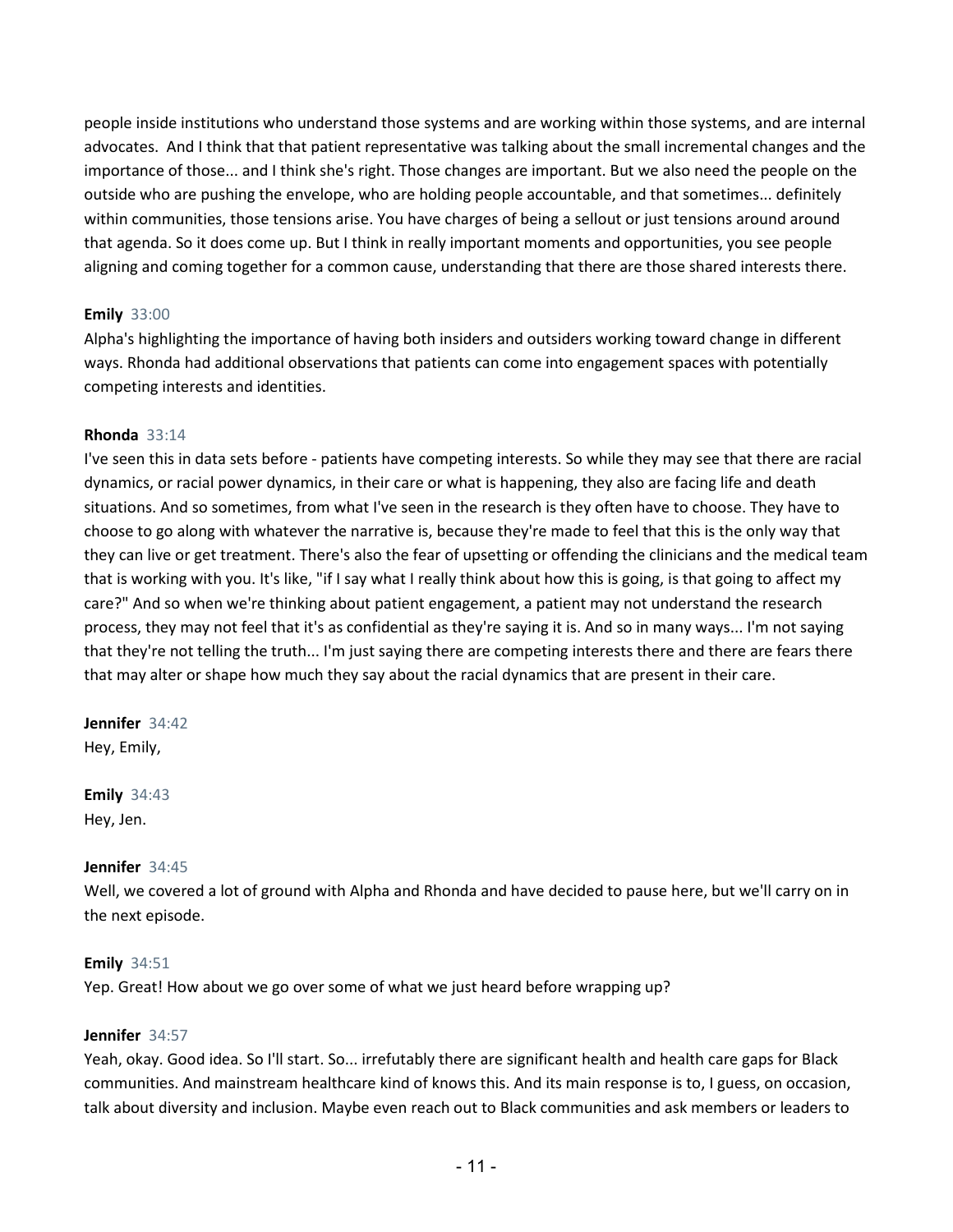people inside institutions who understand those systems and are working within those systems, and are internal advocates. And I think that that patient representative was talking about the small incremental changes and the importance of those... and I think she's right. Those changes are important. But we also need the people on the outside who are pushing the envelope, who are holding people accountable, and that sometimes... definitely within communities, those tensions arise. You have charges of being a sellout or just tensions around around that agenda. So it does come up. But I think in really important moments and opportunities, you see people aligning and coming together for a common cause, understanding that there are those shared interests there.

**Emily** 33:00
Alpha's highlighting the importance of having both insiders and outsiders working toward change in different ways. Rhonda had additional observations that patients can come into engagement spaces with potentially competing interests and identities.

**Rhonda** 33:14
I've seen this in data sets before - patients have competing interests. So while they may see that there are racial dynamics, or racial power dynamics, in their care or what is happening, they also are facing life and death situations. And so sometimes, from what I've seen in the research is they often have to choose. They have to choose to go along with whatever the narrative is, because they're made to feel that this is the only way that they can live or get treatment. There's also the fear of upsetting or offending the clinicians and the medical team that is working with you. It's like, "if I say what I really think about how this is going, is that going to affect my care?" And so when we're thinking about patient engagement, a patient may not understand the research process, they may not feel that it's as confidential as they're saying it is. And so in many ways... I'm not saying that they're not telling the truth... I'm just saying there are competing interests there and there are fears there that may alter or shape how much they say about the racial dynamics that are present in their care.

**Jennifer** 34:42
Hey, Emily,

**Emily** 34:43
Hey, Jen.

**Jennifer** 34:45
Well, we covered a lot of ground with Alpha and Rhonda and have decided to pause here, but we'll carry on in the next episode.

**Emily** 34:51
Yep. Great! How about we go over some of what we just heard before wrapping up?

**Jennifer** 34:57
Yeah, okay. Good idea. So I'll start. So... irrefutably there are significant health and health care gaps for Black communities. And mainstream healthcare kind of knows this. And its main response is to, I guess, on occasion, talk about diversity and inclusion. Maybe even reach out to Black communities and ask members or leaders to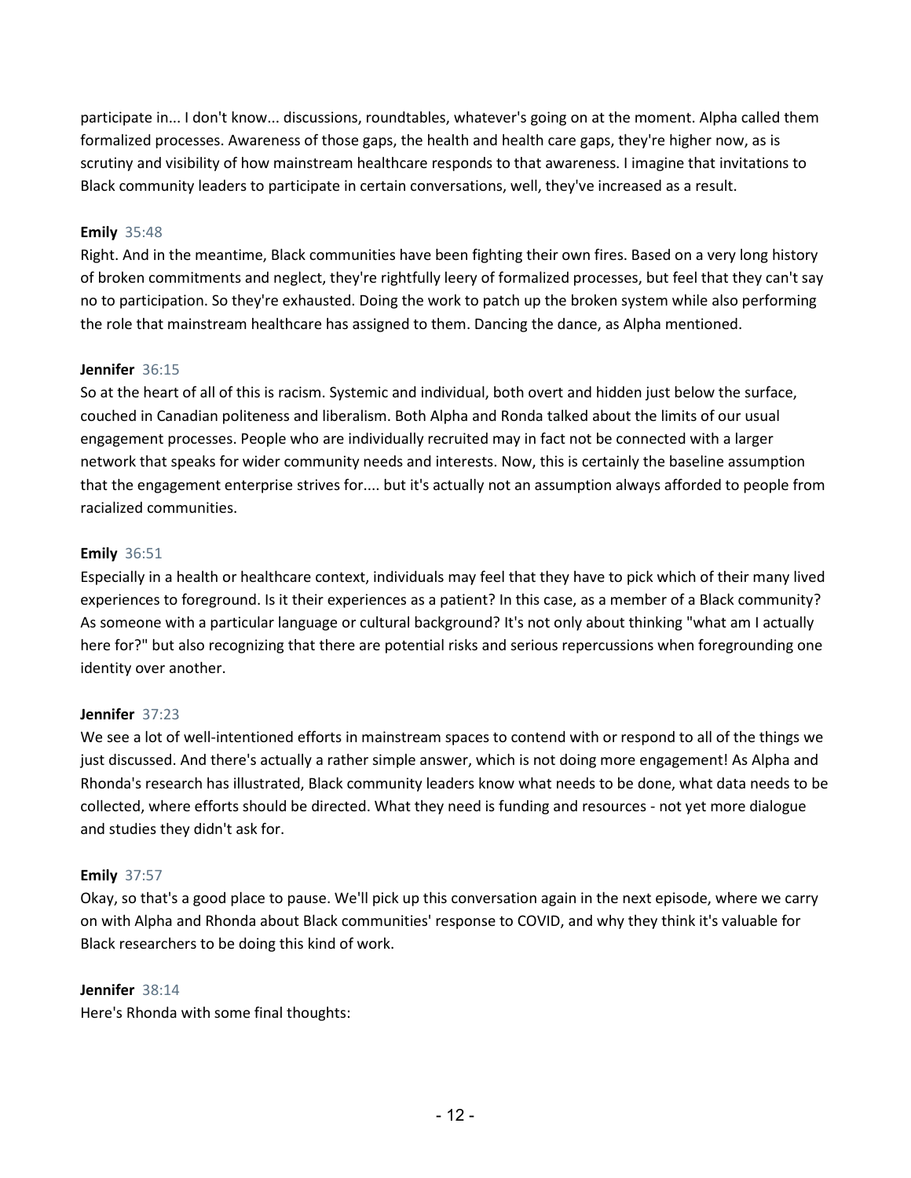participate in... I don't know... discussions, roundtables, whatever's going on at the moment. Alpha called them formalized processes. Awareness of those gaps, the health and health care gaps, they're higher now, as is scrutiny and visibility of how mainstream healthcare responds to that awareness. I imagine that invitations to Black community leaders to participate in certain conversations, well, they've increased as a result.

**Emily** 35:48
Right. And in the meantime, Black communities have been fighting their own fires. Based on a very long history of broken commitments and neglect, they're rightfully leery of formalized processes, but feel that they can't say no to participation. So they're exhausted. Doing the work to patch up the broken system while also performing the role that mainstream healthcare has assigned to them. Dancing the dance, as Alpha mentioned.

**Jennifer** 36:15
So at the heart of all of this is racism. Systemic and individual, both overt and hidden just below the surface, couched in Canadian politeness and liberalism. Both Alpha and Ronda talked about the limits of our usual engagement processes. People who are individually recruited may in fact not be connected with a larger network that speaks for wider community needs and interests. Now, this is certainly the baseline assumption that the engagement enterprise strives for.... but it's actually not an assumption always afforded to people from racialized communities.

**Emily** 36:51
Especially in a health or healthcare context, individuals may feel that they have to pick which of their many lived experiences to foreground. Is it their experiences as a patient? In this case, as a member of a Black community? As someone with a particular language or cultural background? It's not only about thinking "what am I actually here for?" but also recognizing that there are potential risks and serious repercussions when foregrounding one identity over another.

**Jennifer** 37:23
We see a lot of well-intentioned efforts in mainstream spaces to contend with or respond to all of the things we just discussed. And there's actually a rather simple answer, which is not doing more engagement! As Alpha and Rhonda's research has illustrated, Black community leaders know what needs to be done, what data needs to be collected, where efforts should be directed. What they need is funding and resources - not yet more dialogue and studies they didn't ask for.

**Emily** 37:57
Okay, so that's a good place to pause. We'll pick up this conversation again in the next episode, where we carry on with Alpha and Rhonda about Black communities' response to COVID, and why they think it's valuable for Black researchers to be doing this kind of work.

**Jennifer** 38:14
Here's Rhonda with some final thoughts: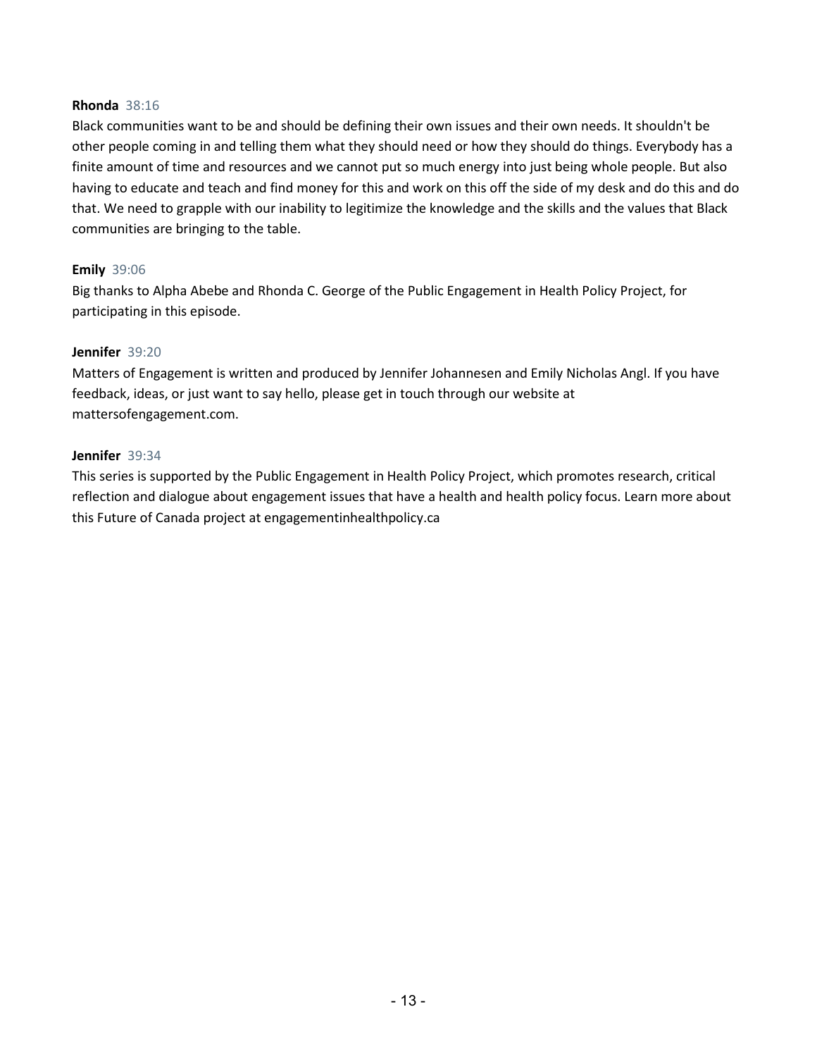**Rhonda** 38:16

Black communities want to be and should be defining their own issues and their own needs. It shouldn't be other people coming in and telling them what they should need or how they should do things. Everybody has a finite amount of time and resources and we cannot put so much energy into just being whole people. But also having to educate and teach and find money for this and work on this off the side of my desk and do this and do that. We need to grapple with our inability to legitimize the knowledge and the skills and the values that Black communities are bringing to the table.

**Emily** 39:06

Big thanks to Alpha Abebe and Rhonda C. George of the Public Engagement in Health Policy Project, for participating in this episode.

**Jennifer** 39:20

Matters of Engagement is written and produced by Jennifer Johannesen and Emily Nicholas Angl. If you have feedback, ideas, or just want to say hello, please get in touch through our website at mattersofengagement.com.

**Jennifer** 39:34

This series is supported by the Public Engagement in Health Policy Project, which promotes research, critical reflection and dialogue about engagement issues that have a health and health policy focus. Learn more about this Future of Canada project at engagementinhealthpolicy.ca